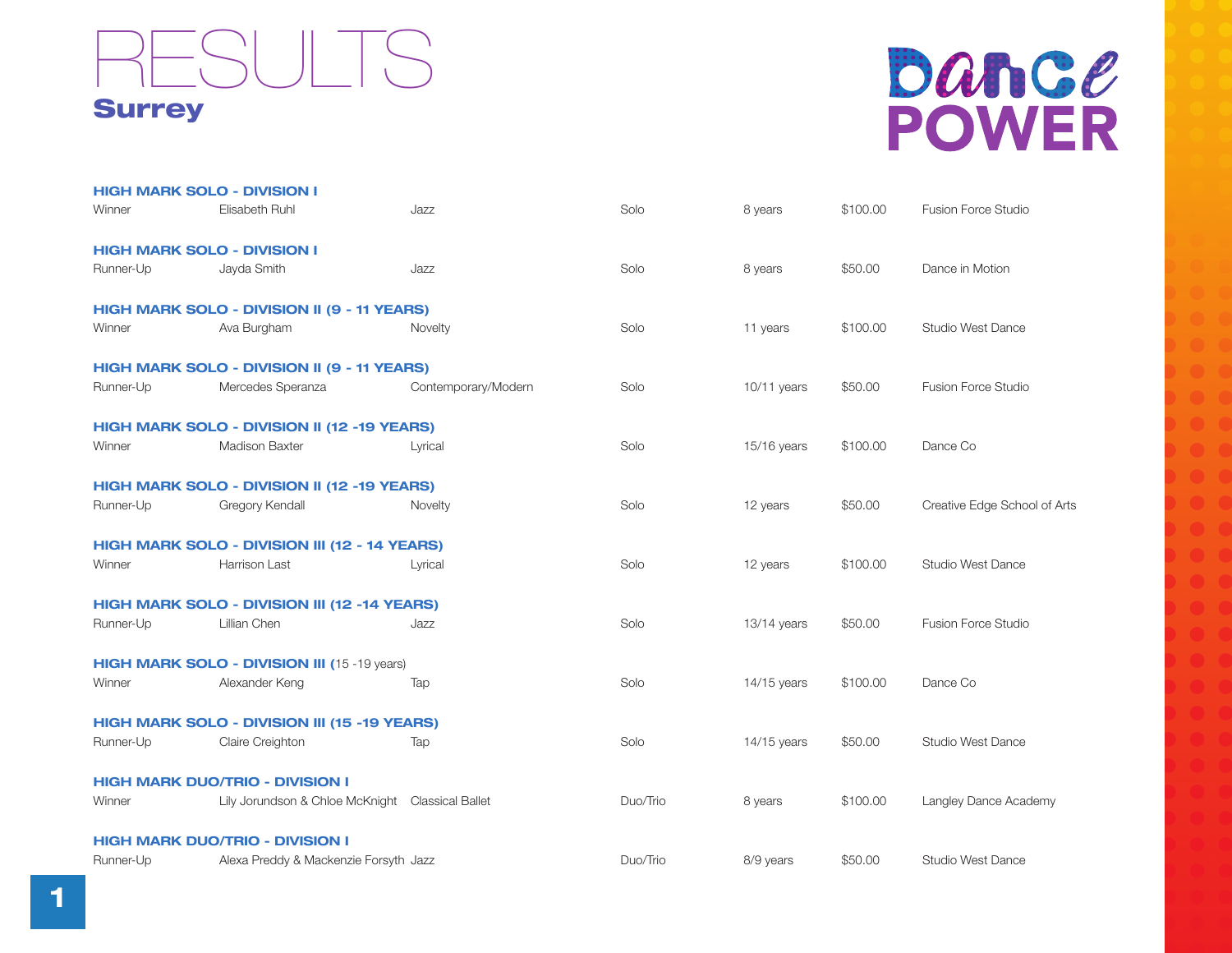# RESULTS

## Surrey

Dance POWER

**HIGH MARK SOLO - DIVISION I**

| Winner | Elisabeth Ruhl | Jazz | Solo | 8 years | $100.00 | Fusion Force Studio |
|---|---|---|---|---|---|---|

**HIGH MARK SOLO - DIVISION I**

| Runner-Up | Jayda Smith | Jazz | Solo | 8 years | $50.00 | Dance in Motion |
|---|---|---|---|---|---|---|

**HIGH MARK SOLO - DIVISION II (9 - 11 YEARS)**

| Winner | Ava Burgham | Novelty | Solo | 11 years | $100.00 | Studio West Dance |
|---|---|---|---|---|---|---|

**HIGH MARK SOLO - DIVISION II (9 - 11 YEARS)**

| Runner-Up | Mercedes Speranza | Contemporary/Modern | Solo | 10/11 years | $50.00 | Fusion Force Studio |
|---|---|---|---|---|---|---|

**HIGH MARK SOLO - DIVISION II (12 -19 YEARS)**

| Winner | Madison Baxter | Lyrical | Solo | 15/16 years | $100.00 | Dance Co |
|---|---|---|---|---|---|---|

**HIGH MARK SOLO - DIVISION II (12 -19 YEARS)**

| Runner-Up | Gregory Kendall | Novelty | Solo | 12 years | $50.00 | Creative Edge School of Arts |
|---|---|---|---|---|---|---|

**HIGH MARK SOLO - DIVISION III (12 - 14 YEARS)**

| Winner | Harrison Last | Lyrical | Solo | 12 years | $100.00 | Studio West Dance |
|---|---|---|---|---|---|---|

**HIGH MARK SOLO - DIVISION III (12 -14 YEARS)**

| Runner-Up | Lillian Chen | Jazz | Solo | 13/14 years | $50.00 | Fusion Force Studio |
|---|---|---|---|---|---|---|

**HIGH MARK SOLO - DIVISION III (**15 -19 years)

| Winner | Alexander Keng | Tap | Solo | 14/15 years | $100.00 | Dance Co |
|---|---|---|---|---|---|---|

**HIGH MARK SOLO - DIVISION III (15 -19 YEARS)**

| Runner-Up | Claire Creighton | Tap | Solo | 14/15 years | $50.00 | Studio West Dance |
|---|---|---|---|---|---|---|

**HIGH MARK DUO/TRIO - DIVISION I**

| Winner | Lily Jorundson & Chloe McKnight | Classical Ballet | Duo/Trio | 8 years | $100.00 | Langley Dance Academy |
|---|---|---|---|---|---|---|

**HIGH MARK DUO/TRIO - DIVISION I**

| Runner-Up | Alexa Preddy & Mackenzie Forsyth | Jazz | Duo/Trio | 8/9 years | $50.00 | Studio West Dance |
|---|---|---|---|---|---|---|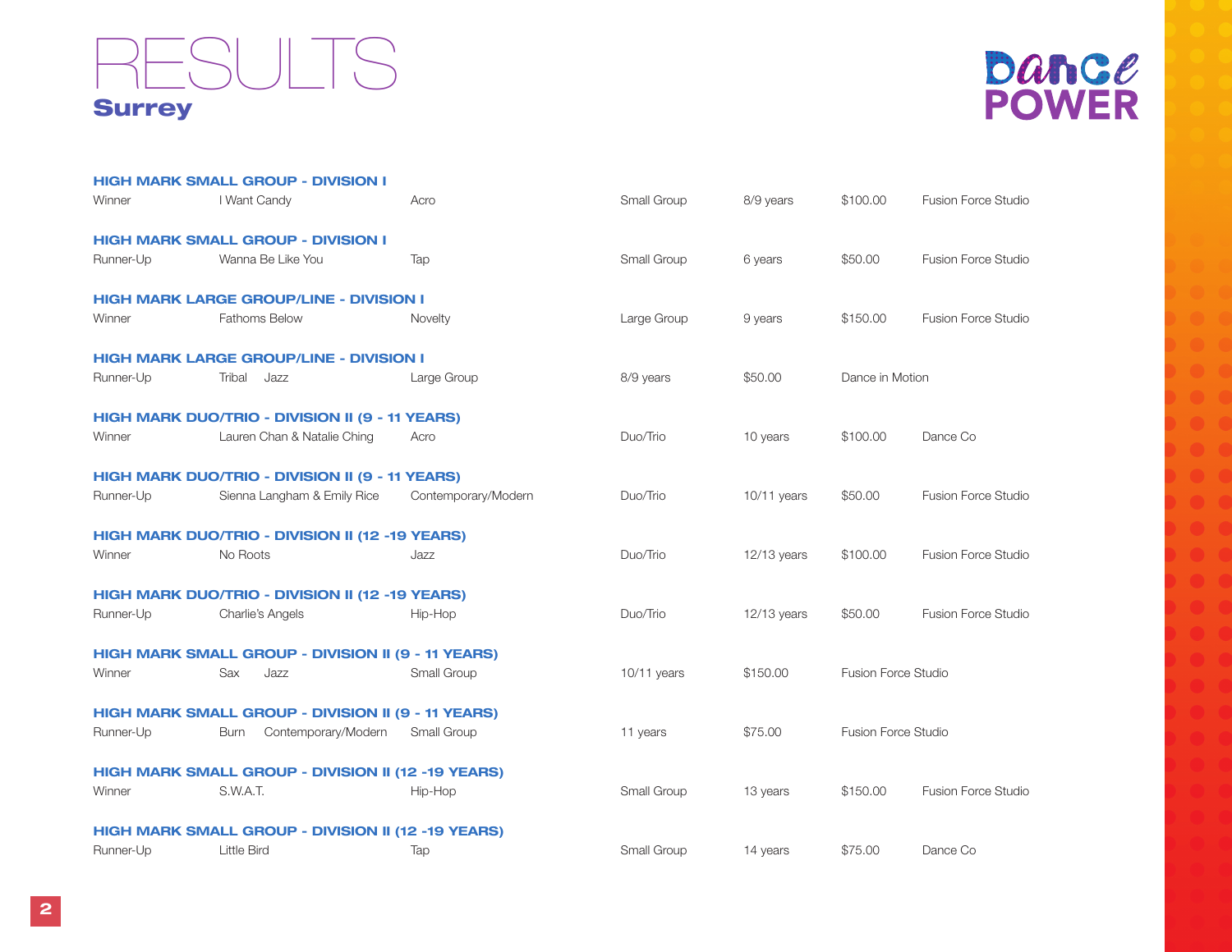# RESULTS

## Surrey

Dance POWER

### HIGH MARK SMALL GROUP - DIVISION I

| | | | | | | |
|---|---|---|---|---|---|---|
| Winner | I Want Candy | Acro | Small Group | 8/9 years | $100.00 | Fusion Force Studio |

### HIGH MARK SMALL GROUP - DIVISION I

| | | | | | | |
|---|---|---|---|---|---|---|
| Runner-Up | Wanna Be Like You | Tap | Small Group | 6 years | $50.00 | Fusion Force Studio |

### HIGH MARK LARGE GROUP/LINE - DIVISION I

| | | | | | | |
|---|---|---|---|---|---|---|
| Winner | Fathoms Below | Novelty | Large Group | 9 years | $150.00 | Fusion Force Studio |

### HIGH MARK LARGE GROUP/LINE - DIVISION I

| | | | | | | |
|---|---|---|---|---|---|---|
| Runner-Up | Tribal | Jazz | Large Group | 8/9 years | $50.00 | Dance in Motion |

### HIGH MARK DUO/TRIO - DIVISION II (9 - 11 YEARS)

| | | | | | | |
|---|---|---|---|---|---|---|
| Winner | Lauren Chan & Natalie Ching | Acro | Duo/Trio | 10 years | $100.00 | Dance Co |

### HIGH MARK DUO/TRIO - DIVISION II (9 - 11 YEARS)

| | | | | | | |
|---|---|---|---|---|---|---|
| Runner-Up | Sienna Langham & Emily Rice | Contemporary/Modern | Duo/Trio | 10/11 years | $50.00 | Fusion Force Studio |

### HIGH MARK DUO/TRIO - DIVISION II (12 -19 YEARS)

| | | | | | | |
|---|---|---|---|---|---|---|
| Winner | No Roots | Jazz | Duo/Trio | 12/13 years | $100.00 | Fusion Force Studio |

### HIGH MARK DUO/TRIO - DIVISION II (12 -19 YEARS)

| | | | | | | |
|---|---|---|---|---|---|---|
| Runner-Up | Charlie's Angels | Hip-Hop | Duo/Trio | 12/13 years | $50.00 | Fusion Force Studio |

### HIGH MARK SMALL GROUP - DIVISION II (9 - 11 YEARS)

| | | | | | | |
|---|---|---|---|---|---|---|
| Winner | Sax | Jazz | Small Group | 10/11 years | $150.00 | Fusion Force Studio |

### HIGH MARK SMALL GROUP - DIVISION II (9 - 11 YEARS)

| | | | | | | |
|---|---|---|---|---|---|---|
| Runner-Up | Burn | Contemporary/Modern | Small Group | 11 years | $75.00 | Fusion Force Studio |

### HIGH MARK SMALL GROUP - DIVISION II (12 -19 YEARS)

| | | | | | | |
|---|---|---|---|---|---|---|
| Winner | S.W.A.T. | Hip-Hop | Small Group | 13 years | $150.00 | Fusion Force Studio |

### HIGH MARK SMALL GROUP - DIVISION II (12 -19 YEARS)

| | | | | | | |
|---|---|---|---|---|---|---|
| Runner-Up | Little Bird | Tap | Small Group | 14 years | $75.00 | Dance Co |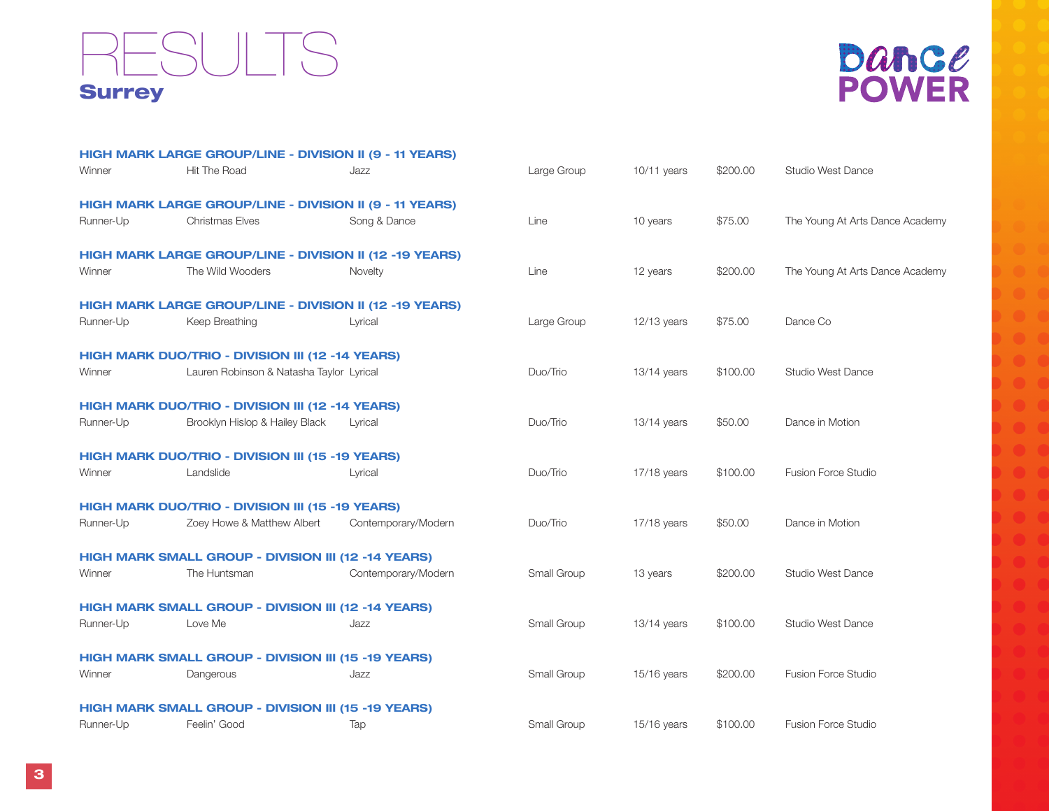# RESULTS

## Surrey

Dance POWER

**HIGH MARK LARGE GROUP/LINE - DIVISION II (9 - 11 YEARS)**

| Winner | Hit The Road | Jazz | Large Group | 10/11 years | $200.00 | Studio West Dance |
|---|---|---|---|---|---|---|

**HIGH MARK LARGE GROUP/LINE - DIVISION II (9 - 11 YEARS)**

| Runner-Up | Christmas Elves | Song & Dance | Line | 10 years | $75.00 | The Young At Arts Dance Academy |
|---|---|---|---|---|---|---|

**HIGH MARK LARGE GROUP/LINE - DIVISION II (12 -19 YEARS)**

| Winner | The Wild Wooders | Novelty | Line | 12 years | $200.00 | The Young At Arts Dance Academy |
|---|---|---|---|---|---|---|

**HIGH MARK LARGE GROUP/LINE - DIVISION II (12 -19 YEARS)**

| Runner-Up | Keep Breathing | Lyrical | Large Group | 12/13 years | $75.00 | Dance Co |
|---|---|---|---|---|---|---|

**HIGH MARK DUO/TRIO - DIVISION III (12 -14 YEARS)**

| Winner | Lauren Robinson & Natasha Taylor | Lyrical | Duo/Trio | 13/14 years | $100.00 | Studio West Dance |
|---|---|---|---|---|---|---|

**HIGH MARK DUO/TRIO - DIVISION III (12 -14 YEARS)**

| Runner-Up | Brooklyn Hislop & Hailey Black | Lyrical | Duo/Trio | 13/14 years | $50.00 | Dance in Motion |
|---|---|---|---|---|---|---|

**HIGH MARK DUO/TRIO - DIVISION III (15 -19 YEARS)**

| Winner | Landslide | Lyrical | Duo/Trio | 17/18 years | $100.00 | Fusion Force Studio |
|---|---|---|---|---|---|---|

**HIGH MARK DUO/TRIO - DIVISION III (15 -19 YEARS)**

| Runner-Up | Zoey Howe & Matthew Albert | Contemporary/Modern | Duo/Trio | 17/18 years | $50.00 | Dance in Motion |
|---|---|---|---|---|---|---|

**HIGH MARK SMALL GROUP - DIVISION III (12 -14 YEARS)**

| Winner | The Huntsman | Contemporary/Modern | Small Group | 13 years | $200.00 | Studio West Dance |
|---|---|---|---|---|---|---|

**HIGH MARK SMALL GROUP - DIVISION III (12 -14 YEARS)**

| Runner-Up | Love Me | Jazz | Small Group | 13/14 years | $100.00 | Studio West Dance |
|---|---|---|---|---|---|---|

**HIGH MARK SMALL GROUP - DIVISION III (15 -19 YEARS)**

| Winner | Dangerous | Jazz | Small Group | 15/16 years | $200.00 | Fusion Force Studio |
|---|---|---|---|---|---|---|

**HIGH MARK SMALL GROUP - DIVISION III (15 -19 YEARS)**

| Runner-Up | Feelin' Good | Tap | Small Group | 15/16 years | $100.00 | Fusion Force Studio |
|---|---|---|---|---|---|---|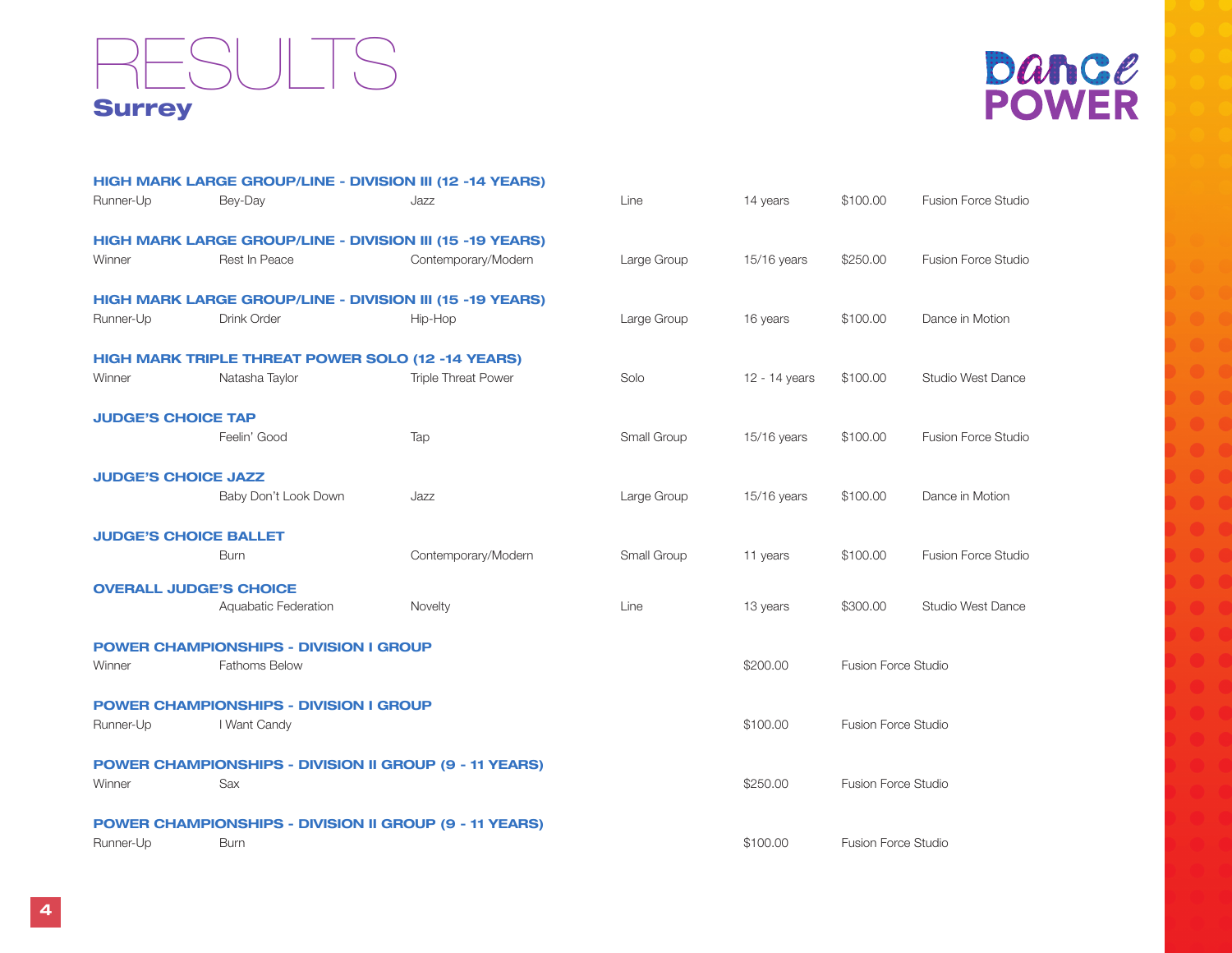# RESULTS

## Surrey

**Dance POWER**

### HIGH MARK LARGE GROUP/LINE - DIVISION III (12 -14 YEARS)

| | | | | | | |
|---|---|---|---|---|---|---|
| Runner-Up | Bey-Day | Jazz | Line | 14 years | $100.00 | Fusion Force Studio |

### HIGH MARK LARGE GROUP/LINE - DIVISION III (15 -19 YEARS)

| | | | | | | |
|---|---|---|---|---|---|---|
| Winner | Rest In Peace | Contemporary/Modern | Large Group | 15/16 years | $250.00 | Fusion Force Studio |

### HIGH MARK LARGE GROUP/LINE - DIVISION III (15 -19 YEARS)

| | | | | | | |
|---|---|---|---|---|---|---|
| Runner-Up | Drink Order | Hip-Hop | Large Group | 16 years | $100.00 | Dance in Motion |

### HIGH MARK TRIPLE THREAT POWER SOLO (12 -14 YEARS)

| | | | | | | |
|---|---|---|---|---|---|---|
| Winner | Natasha Taylor | Triple Threat Power | Solo | 12 - 14 years | $100.00 | Studio West Dance |

### JUDGE'S CHOICE TAP

| | | | | | | |
|---|---|---|---|---|---|---|
| | Feelin' Good | Tap | Small Group | 15/16 years | $100.00 | Fusion Force Studio |

### JUDGE'S CHOICE JAZZ

| | | | | | | |
|---|---|---|---|---|---|---|
| | Baby Don't Look Down | Jazz | Large Group | 15/16 years | $100.00 | Dance in Motion |

### JUDGE'S CHOICE BALLET

| | | | | | | |
|---|---|---|---|---|---|---|
| | Burn | Contemporary/Modern | Small Group | 11 years | $100.00 | Fusion Force Studio |

### OVERALL JUDGE'S CHOICE

| | | | | | | |
|---|---|---|---|---|---|---|
| | Aquabatic Federation | Novelty | Line | 13 years | $300.00 | Studio West Dance |

### POWER CHAMPIONSHIPS - DIVISION I GROUP

| | | | |
|---|---|---|---|
| Winner | Fathoms Below | $200.00 | Fusion Force Studio |

### POWER CHAMPIONSHIPS - DIVISION I GROUP

| | | | |
|---|---|---|---|
| Runner-Up | I Want Candy | $100.00 | Fusion Force Studio |

### POWER CHAMPIONSHIPS - DIVISION II GROUP (9 - 11 YEARS)

| | | | |
|---|---|---|---|
| Winner | Sax | $250.00 | Fusion Force Studio |

### POWER CHAMPIONSHIPS - DIVISION II GROUP (9 - 11 YEARS)

| | | | |
|---|---|---|---|
| Runner-Up | Burn | $100.00 | Fusion Force Studio |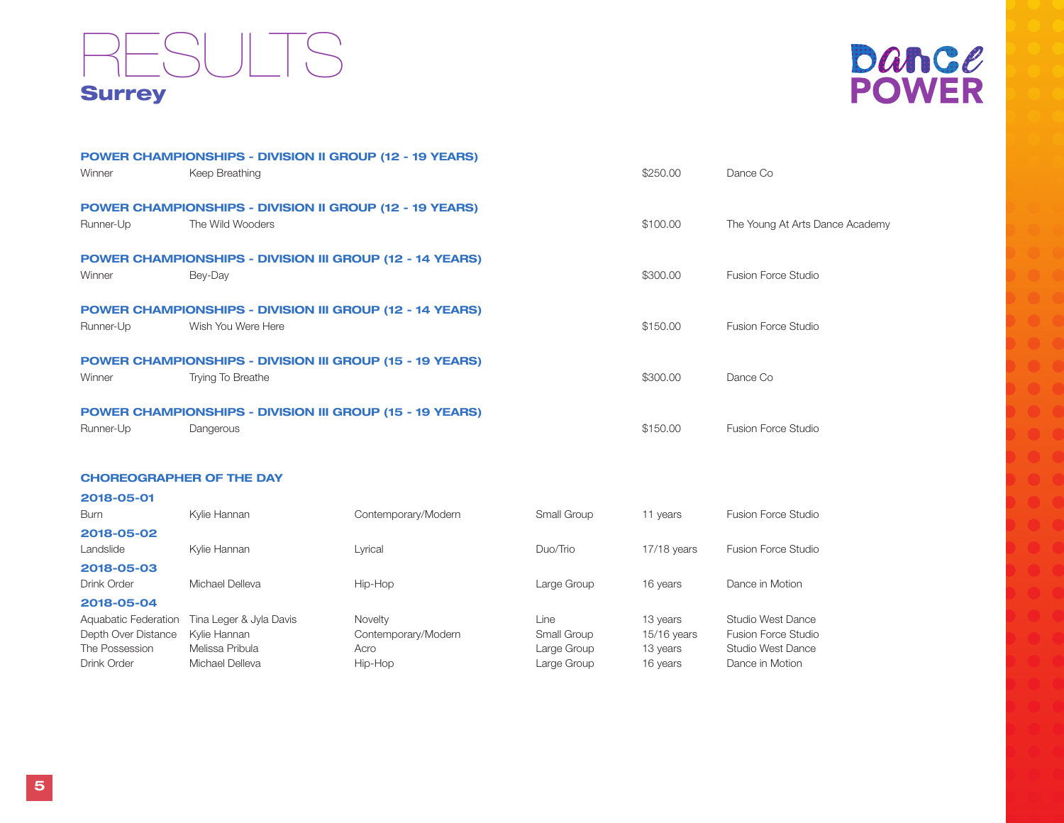# RESULTS

## Surrey

### POWER CHAMPIONSHIPS - DIVISION II GROUP (12 - 19 YEARS)

| | | | |
|---|---|---|---|
| Winner | Keep Breathing | $250.00 | Dance Co |

### POWER CHAMPIONSHIPS - DIVISION II GROUP (12 - 19 YEARS)

| | | | |
|---|---|---|---|
| Runner-Up | The Wild Wooders | $100.00 | The Young At Arts Dance Academy |

### POWER CHAMPIONSHIPS - DIVISION III GROUP (12 - 14 YEARS)

| | | | |
|---|---|---|---|
| Winner | Bey-Day | $300.00 | Fusion Force Studio |

### POWER CHAMPIONSHIPS - DIVISION III GROUP (12 - 14 YEARS)

| | | | |
|---|---|---|---|
| Runner-Up | Wish You Were Here | $150.00 | Fusion Force Studio |

### POWER CHAMPIONSHIPS - DIVISION III GROUP (15 - 19 YEARS)

| | | | |
|---|---|---|---|
| Winner | Trying To Breathe | $300.00 | Dance Co |

### POWER CHAMPIONSHIPS - DIVISION III GROUP (15 - 19 YEARS)

| | | | |
|---|---|---|---|
| Runner-Up | Dangerous | $150.00 | Fusion Force Studio |

### CHOREOGRAPHER OF THE DAY

**2018-05-01**

| | | | | | |
|---|---|---|---|---|---|
| Burn | Kylie Hannan | Contemporary/Modern | Small Group | 11 years | Fusion Force Studio |

**2018-05-02**

| | | | | | |
|---|---|---|---|---|---|
| Landslide | Kylie Hannan | Lyrical | Duo/Trio | 17/18 years | Fusion Force Studio |

**2018-05-03**

| | | | | | |
|---|---|---|---|---|---|
| Drink Order | Michael Delleva | Hip-Hop | Large Group | 16 years | Dance in Motion |

**2018-05-04**

| | | | | | |
|---|---|---|---|---|---|
| Aquabatic Federation | Tina Leger & Jyla Davis | Novelty | Line | 13 years | Studio West Dance |
| Depth Over Distance | Kylie Hannan | Contemporary/Modern | Small Group | 15/16 years | Fusion Force Studio |
| The Possession | Melissa Pribula | Acro | Large Group | 13 years | Studio West Dance |
| Drink Order | Michael Delleva | Hip-Hop | Large Group | 16 years | Dance in Motion |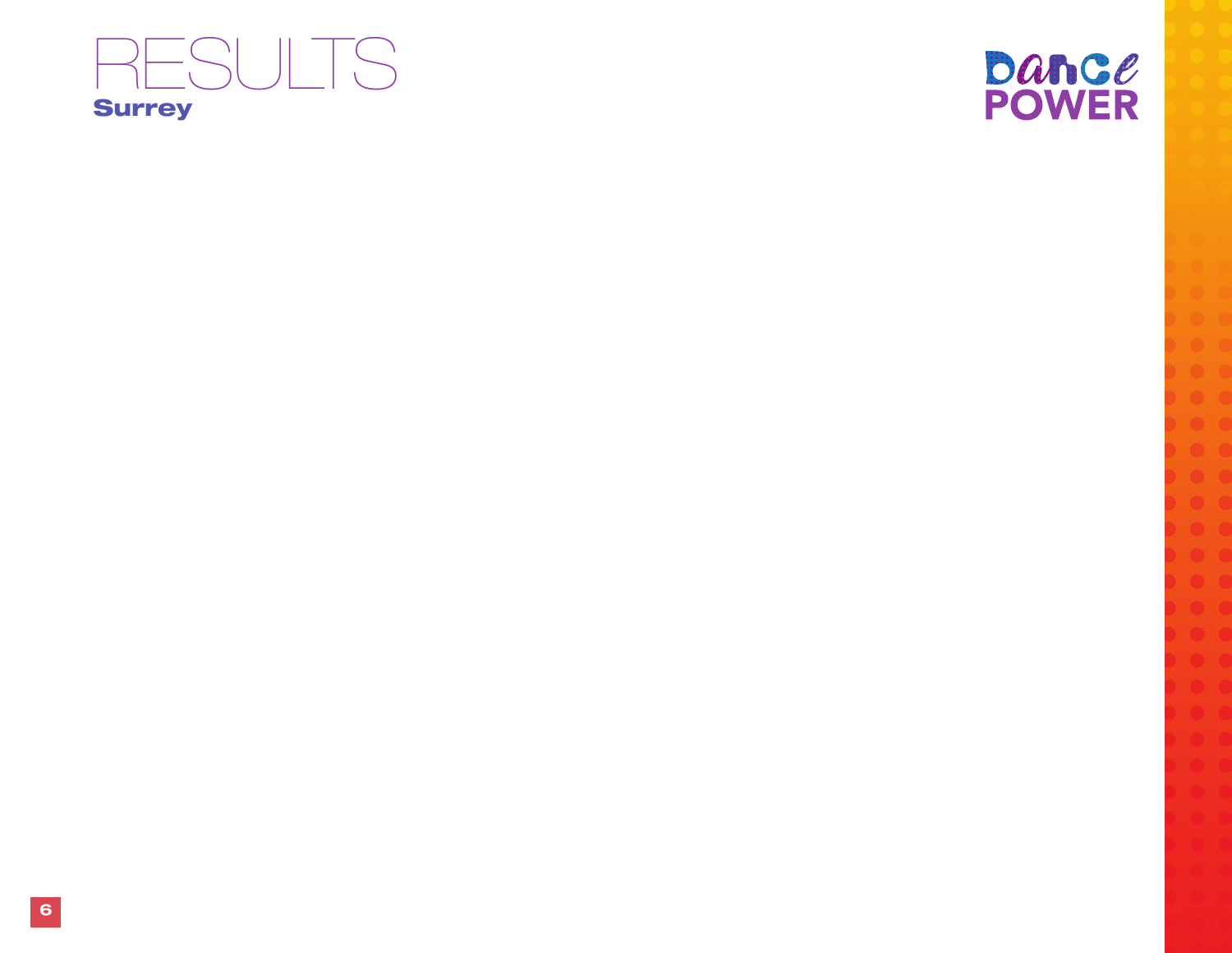# RESULTS

## Surrey

Dance POWER